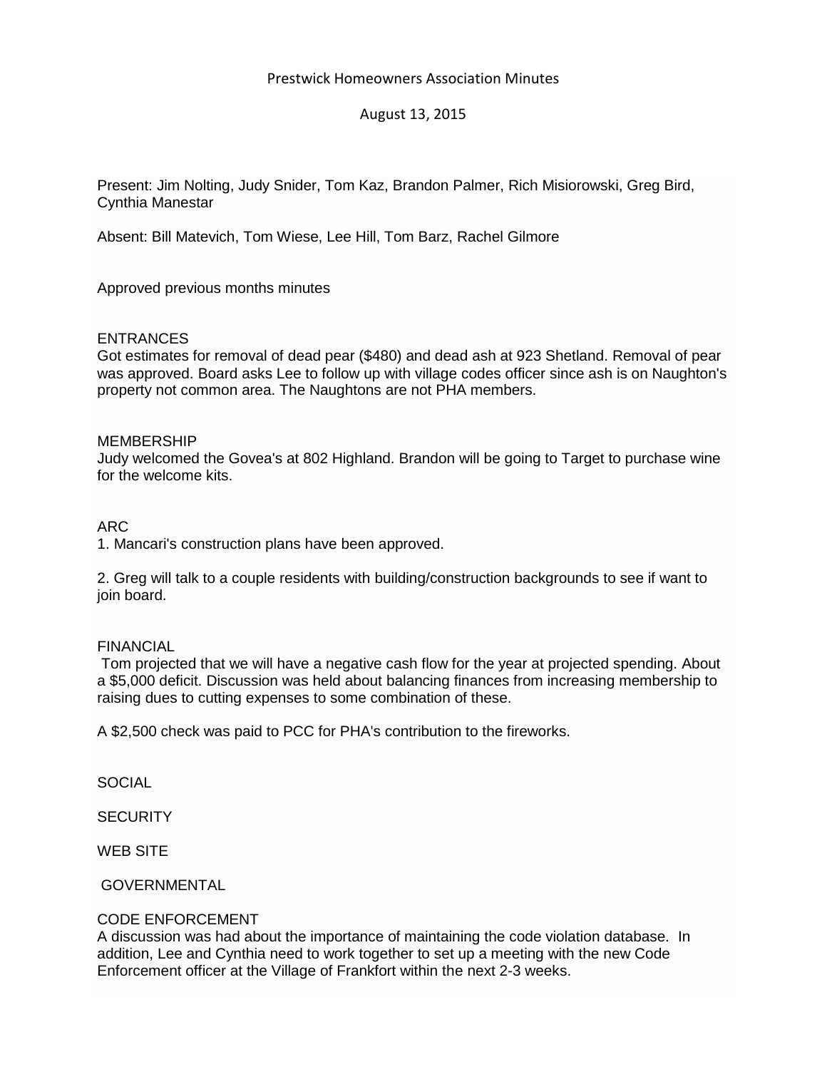# Prestwick Homeowners Association Minutes

August 13, 2015

Present: Jim Nolting, Judy Snider, Tom Kaz, Brandon Palmer, Rich Misiorowski, Greg Bird, Cynthia Manestar

Absent: Bill Matevich, Tom Wiese, Lee Hill, Tom Barz, Rachel Gilmore

Approved previous months minutes

## ENTRANCES

Got estimates for removal of dead pear ($480) and dead ash at 923 Shetland. Removal of pear was approved. Board asks Lee to follow up with village codes officer since ash is on Naughton's property not common area. The Naughtons are not PHA members.

## MEMBERSHIP

Judy welcomed the Govea's at 802 Highland. Brandon will be going to Target to purchase wine for the welcome kits.

## ARC

1. Mancari's construction plans have been approved.

2. Greg will talk to a couple residents with building/construction backgrounds to see if want to join board.

## FINANCIAL

Tom projected that we will have a negative cash flow for the year at projected spending. About a $5,000 deficit. Discussion was held about balancing finances from increasing membership to raising dues to cutting expenses to some combination of these.

A $2,500 check was paid to PCC for PHA's contribution to the fireworks.

## SOCIAL

## SECURITY

## WEB SITE

## GOVERNMENTAL

## CODE ENFORCEMENT

A discussion was had about the importance of maintaining the code violation database. In addition, Lee and Cynthia need to work together to set up a meeting with the new Code Enforcement officer at the Village of Frankfort within the next 2-3 weeks.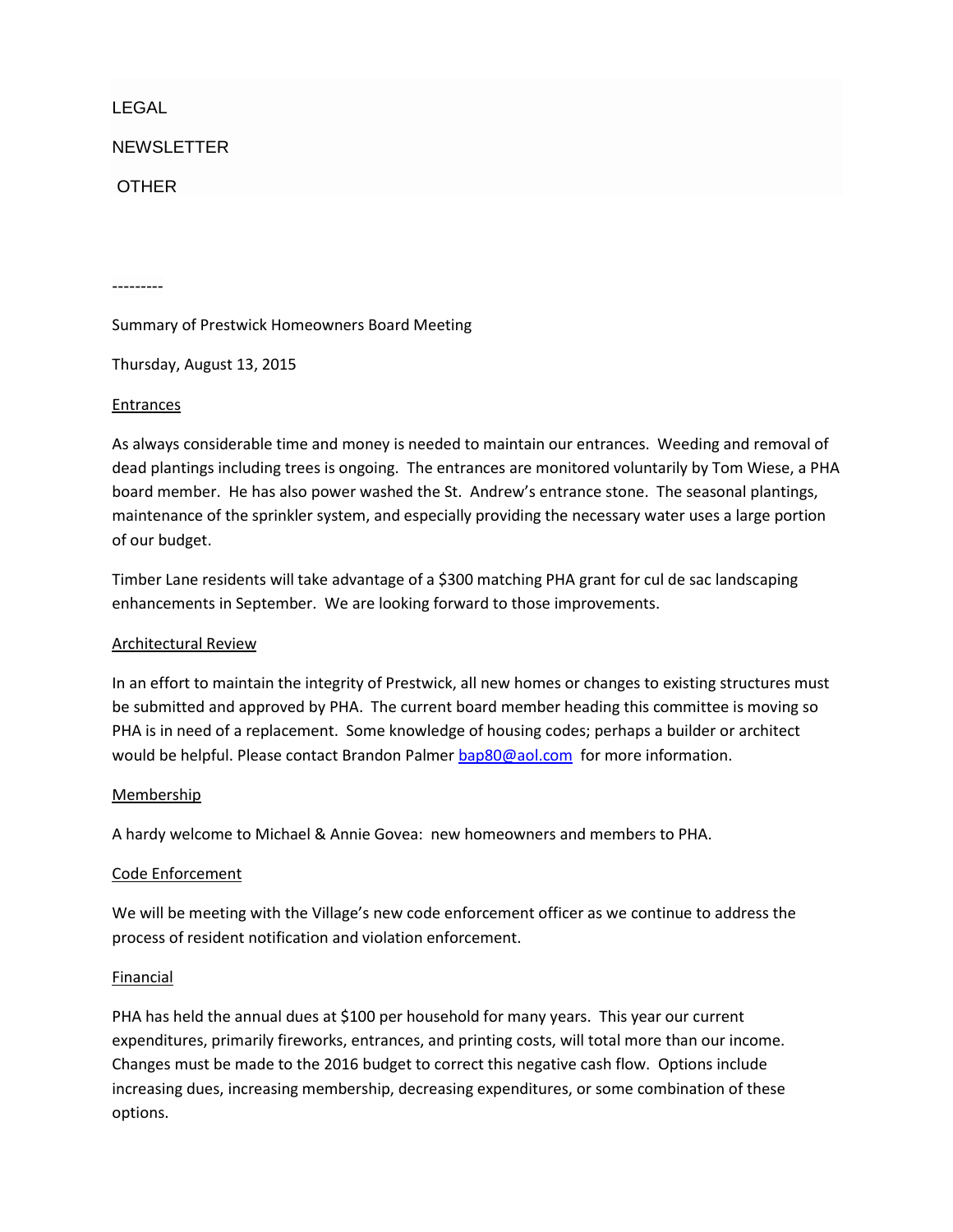LEGAL

NEWSLETTER

OTHER

---------

Summary of Prestwick Homeowners Board Meeting

Thursday, August 13, 2015

<u>Entrances</u>

As always considerable time and money is needed to maintain our entrances. Weeding and removal of dead plantings including trees is ongoing. The entrances are monitored voluntarily by Tom Wiese, a PHA board member. He has also power washed the St. Andrew's entrance stone. The seasonal plantings, maintenance of the sprinkler system, and especially providing the necessary water uses a large portion of our budget.

Timber Lane residents will take advantage of a $300 matching PHA grant for cul de sac landscaping enhancements in September. We are looking forward to those improvements.

<u>Architectural Review</u>

In an effort to maintain the integrity of Prestwick, all new homes or changes to existing structures must be submitted and approved by PHA. The current board member heading this committee is moving so PHA is in need of a replacement. Some knowledge of housing codes; perhaps a builder or architect would be helpful. Please contact Brandon Palmer bap80@aol.com for more information.

<u>Membership</u>

A hardy welcome to Michael & Annie Govea: new homeowners and members to PHA.

<u>Code Enforcement</u>

We will be meeting with the Village's new code enforcement officer as we continue to address the process of resident notification and violation enforcement.

<u>Financial</u>

PHA has held the annual dues at $100 per household for many years. This year our current expenditures, primarily fireworks, entrances, and printing costs, will total more than our income. Changes must be made to the 2016 budget to correct this negative cash flow. Options include increasing dues, increasing membership, decreasing expenditures, or some combination of these options.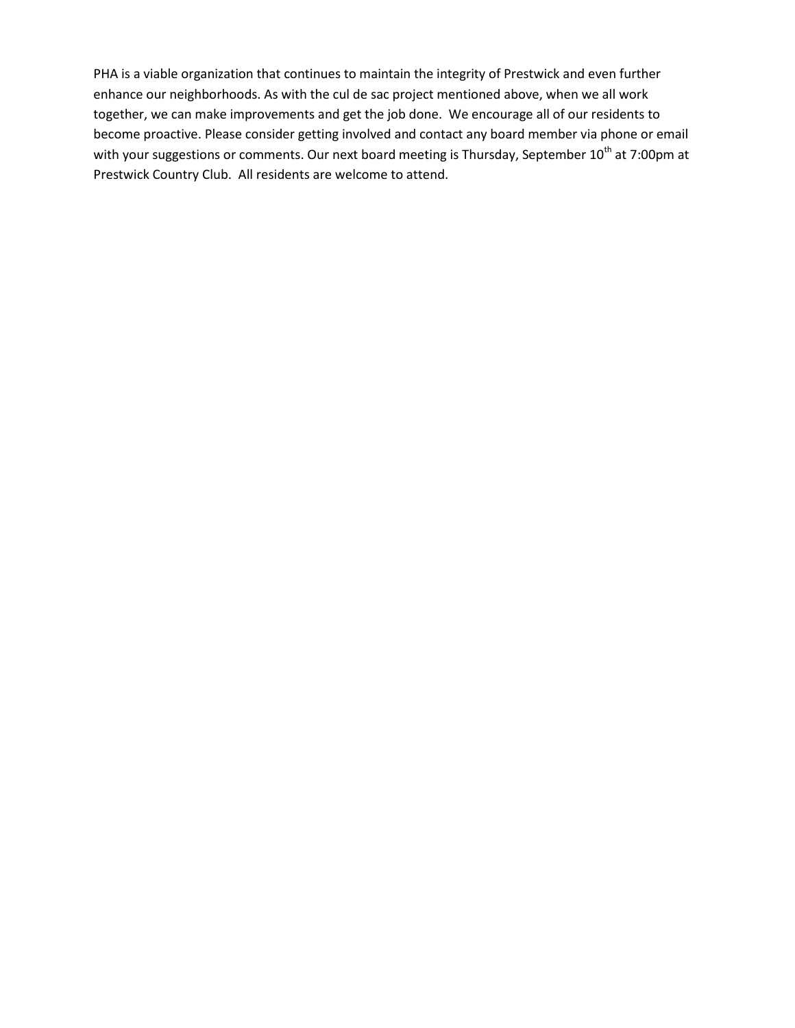PHA is a viable organization that continues to maintain the integrity of Prestwick and even further enhance our neighborhoods. As with the cul de sac project mentioned above, when we all work together, we can make improvements and get the job done. We encourage all of our residents to become proactive. Please consider getting involved and contact any board member via phone or email with your suggestions or comments. Our next board meeting is Thursday, September 10th at 7:00pm at Prestwick Country Club. All residents are welcome to attend.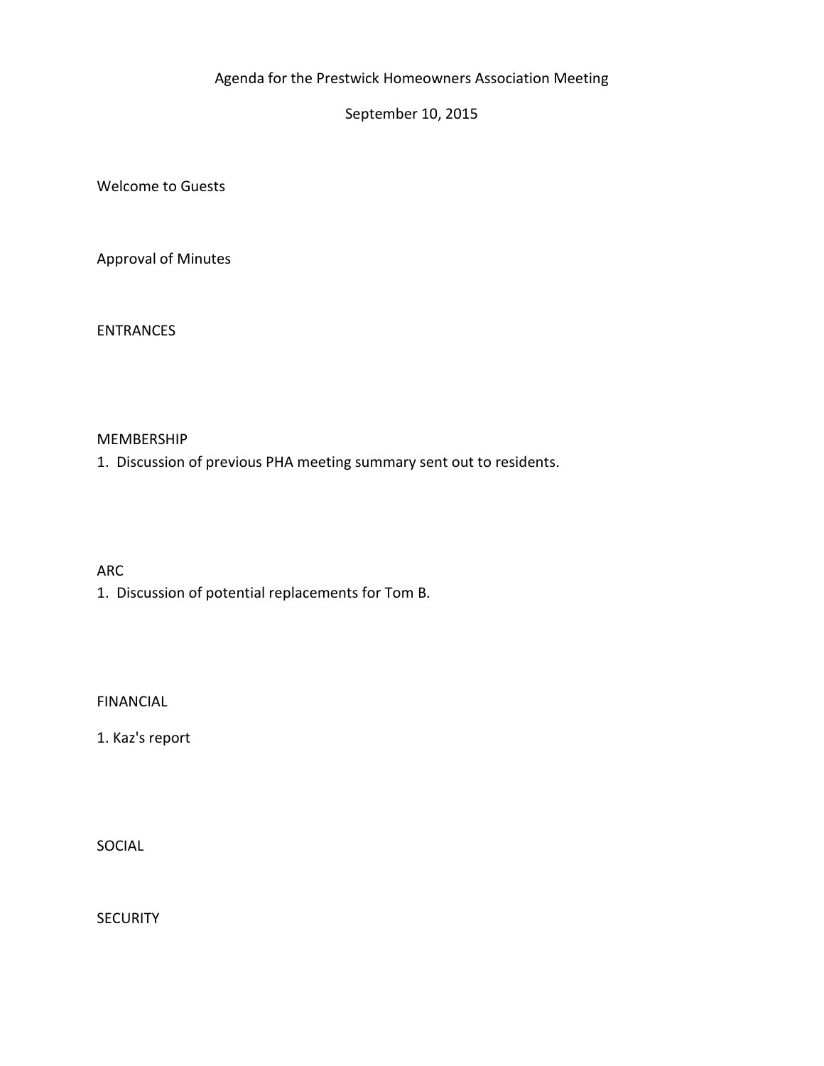Agenda for the Prestwick Homeowners Association Meeting

September 10, 2015

Welcome to Guests

Approval of Minutes

ENTRANCES

MEMBERSHIP

1. Discussion of previous PHA meeting summary sent out to residents.

ARC

1. Discussion of potential replacements for Tom B.

FINANCIAL

1. Kaz's report

SOCIAL

SECURITY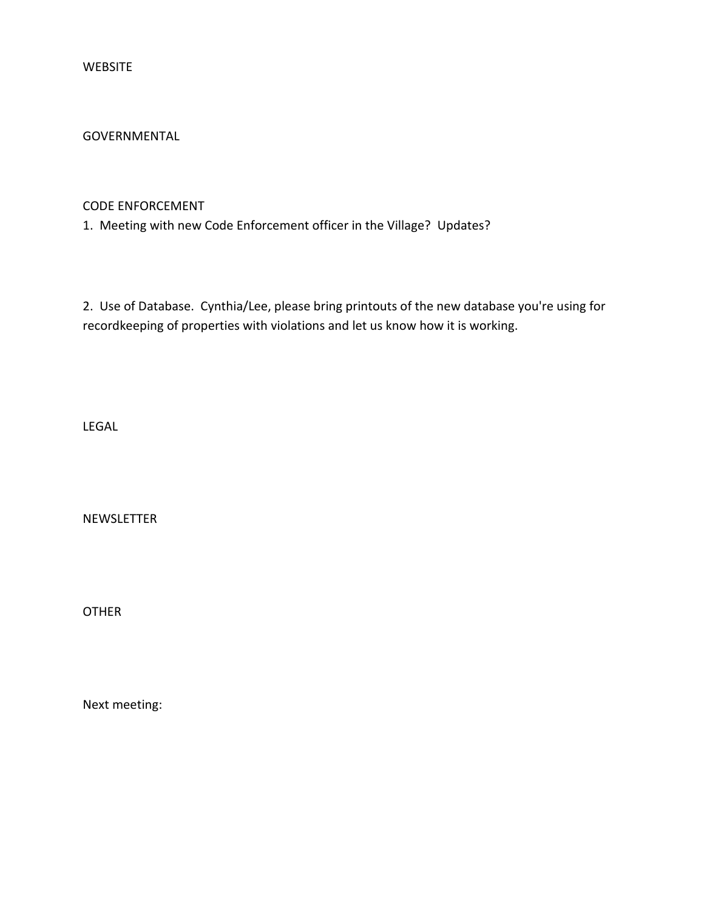WEBSITE

GOVERNMENTAL

CODE ENFORCEMENT

1. Meeting with new Code Enforcement officer in the Village? Updates?

2. Use of Database. Cynthia/Lee, please bring printouts of the new database you're using for recordkeeping of properties with violations and let us know how it is working.

LEGAL

NEWSLETTER

OTHER

Next meeting: